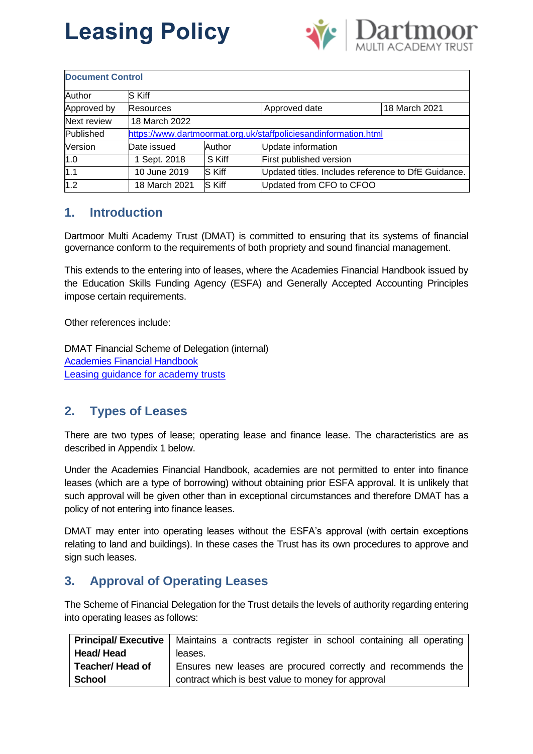# Leasing Policy

| Document Control | | | |
|---|---|---|---|
| Author | S Kiff | | |
| Approved by | Resources | Approved date | 18 March 2021 |
| Next review | 18 March 2022 | | |
| Published | https://www.dartmoormat.org.uk/staffpoliciesandinformation.html | | |
| Version | Date issued | Author | Update information |
| 1.0 | 1 Sept. 2018 | S Kiff | First published version |
| 1.1 | 10 June 2019 | S Kiff | Updated titles. Includes reference to DfE Guidance. |
| 1.2 | 18 March 2021 | S Kiff | Updated from CFO to CFOO |

## 1. Introduction

Dartmoor Multi Academy Trust (DMAT) is committed to ensuring that its systems of financial governance conform to the requirements of both propriety and sound financial management.

This extends to the entering into of leases, where the Academies Financial Handbook issued by the Education Skills Funding Agency (ESFA) and Generally Accepted Accounting Principles impose certain requirements.

Other references include:

DMAT Financial Scheme of Delegation (internal)
Academies Financial Handbook
Leasing guidance for academy trusts

## 2. Types of Leases

There are two types of lease; operating lease and finance lease. The characteristics are as described in Appendix 1 below.

Under the Academies Financial Handbook, academies are not permitted to enter into finance leases (which are a type of borrowing) without obtaining prior ESFA approval. It is unlikely that such approval will be given other than in exceptional circumstances and therefore DMAT has a policy of not entering into finance leases.

DMAT may enter into operating leases without the ESFA's approval (with certain exceptions relating to land and buildings). In these cases the Trust has its own procedures to approve and sign such leases.

## 3. Approval of Operating Leases

The Scheme of Financial Delegation for the Trust details the levels of authority regarding entering into operating leases as follows:

| | |
|---|---|
| **Principal/ Executive Head/ Head Teacher/ Head of School** | Maintains a contracts register in school containing all operating leases.<br>Ensures new leases are procured correctly and recommends the contract which is best value to money for approval |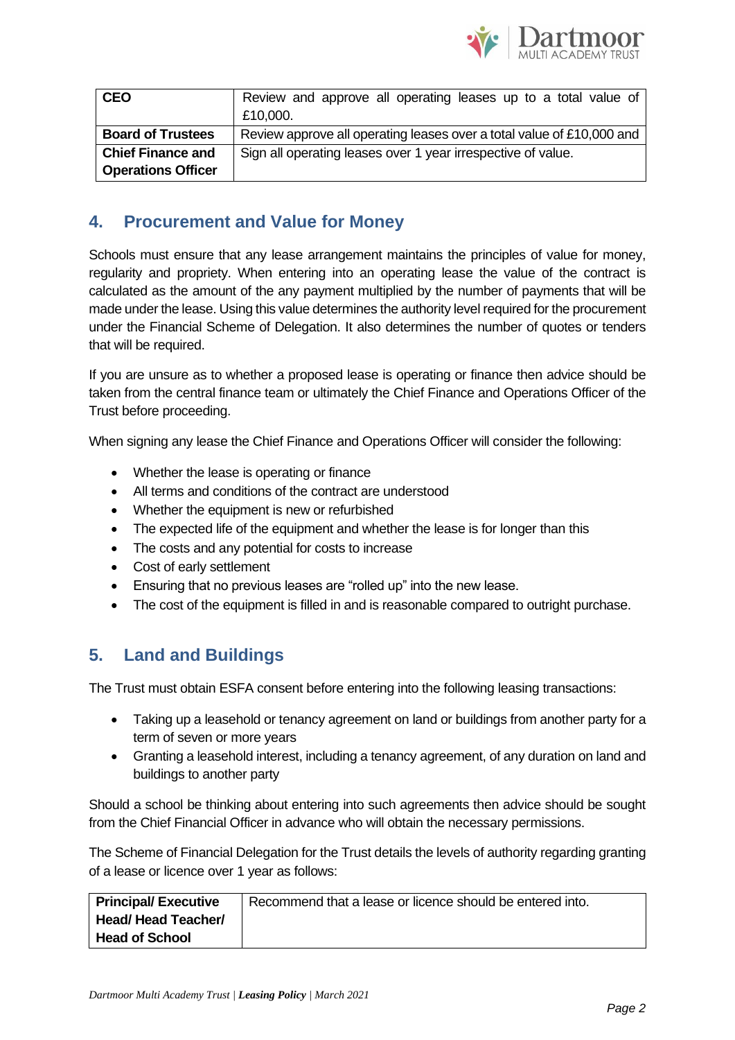| CEO | Review and approve all operating leases up to a total value of £10,000. |
|---|---|
| **Board of Trustees** | Review approve all operating leases over a total value of £10,000 and |
| **Chief Finance and Operations Officer** | Sign all operating leases over 1 year irrespective of value. |

## 4. Procurement and Value for Money

Schools must ensure that any lease arrangement maintains the principles of value for money, regularity and propriety. When entering into an operating lease the value of the contract is calculated as the amount of the any payment multiplied by the number of payments that will be made under the lease. Using this value determines the authority level required for the procurement under the Financial Scheme of Delegation. It also determines the number of quotes or tenders that will be required.

If you are unsure as to whether a proposed lease is operating or finance then advice should be taken from the central finance team or ultimately the Chief Finance and Operations Officer of the Trust before proceeding.

When signing any lease the Chief Finance and Operations Officer will consider the following:

- Whether the lease is operating or finance
- All terms and conditions of the contract are understood
- Whether the equipment is new or refurbished
- The expected life of the equipment and whether the lease is for longer than this
- The costs and any potential for costs to increase
- Cost of early settlement
- Ensuring that no previous leases are "rolled up" into the new lease.
- The cost of the equipment is filled in and is reasonable compared to outright purchase.

## 5. Land and Buildings

The Trust must obtain ESFA consent before entering into the following leasing transactions:

- Taking up a leasehold or tenancy agreement on land or buildings from another party for a term of seven or more years
- Granting a leasehold interest, including a tenancy agreement, of any duration on land and buildings to another party

Should a school be thinking about entering into such agreements then advice should be sought from the Chief Financial Officer in advance who will obtain the necessary permissions.

The Scheme of Financial Delegation for the Trust details the levels of authority regarding granting of a lease or licence over 1 year as follows:

| Principal/ Executive Head/ Head Teacher/ Head of School | Recommend that a lease or licence should be entered into. |
|---|---|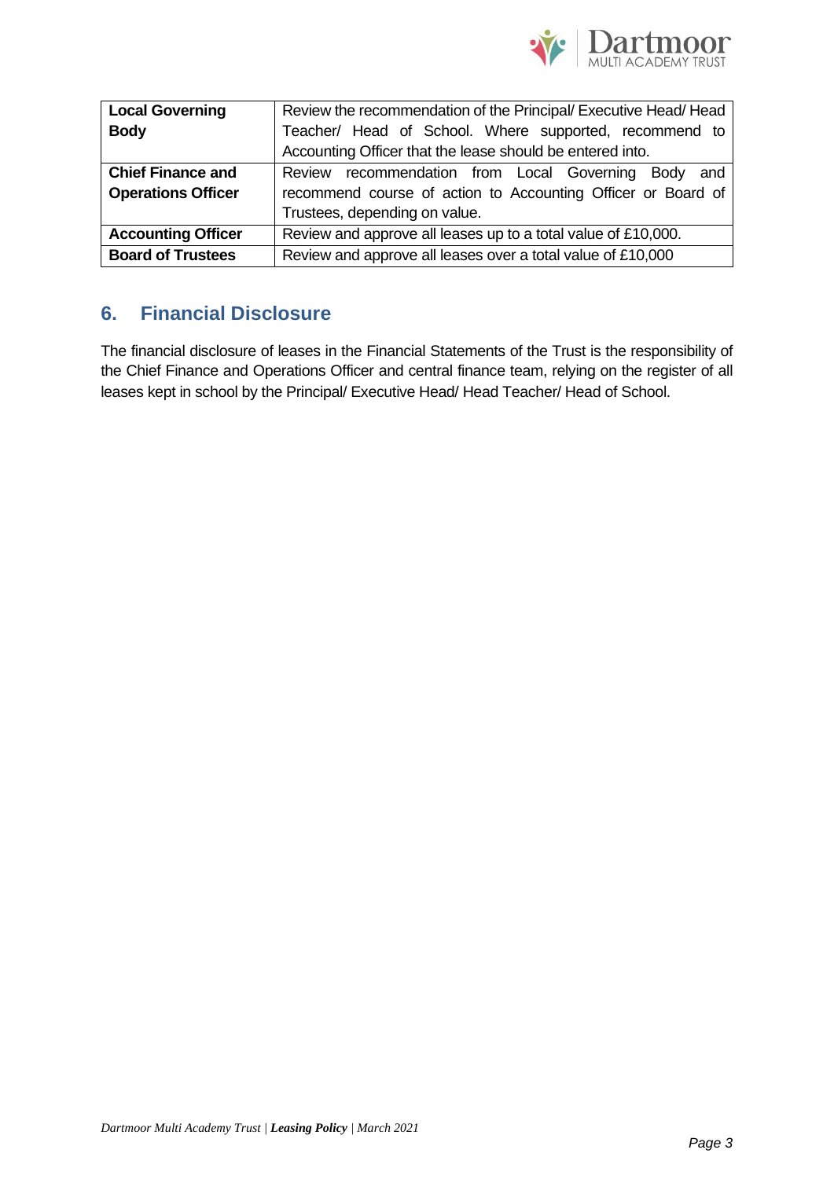| | |
|---|---|
| **Local Governing Body** | Review the recommendation of the Principal/ Executive Head/ Head Teacher/ Head of School. Where supported, recommend to Accounting Officer that the lease should be entered into. |
| **Chief Finance and Operations Officer** | Review recommendation from Local Governing Body and recommend course of action to Accounting Officer or Board of Trustees, depending on value. |
| **Accounting Officer** | Review and approve all leases up to a total value of £10,000. |
| **Board of Trustees** | Review and approve all leases over a total value of £10,000 |

## 6. Financial Disclosure

The financial disclosure of leases in the Financial Statements of the Trust is the responsibility of the Chief Finance and Operations Officer and central finance team, relying on the register of all leases kept in school by the Principal/ Executive Head/ Head Teacher/ Head of School.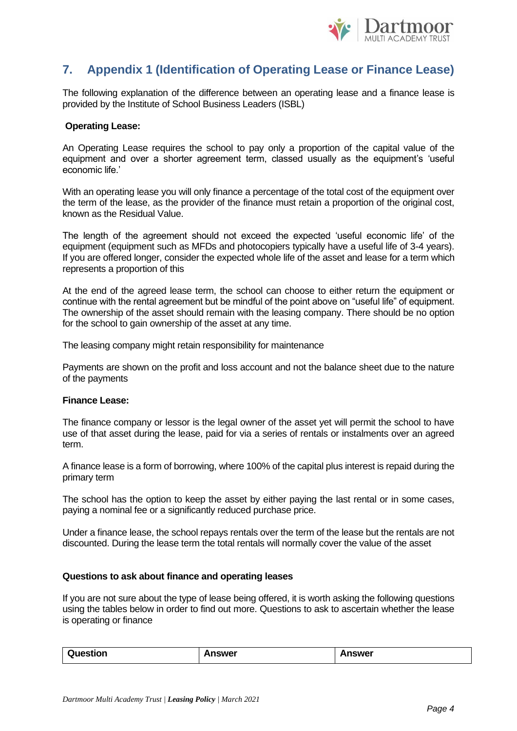## 7. Appendix 1 (Identification of Operating Lease or Finance Lease)

The following explanation of the difference between an operating lease and a finance lease is provided by the Institute of School Business Leaders (ISBL)

**Operating Lease:**

An Operating Lease requires the school to pay only a proportion of the capital value of the equipment and over a shorter agreement term, classed usually as the equipment's 'useful economic life.'

With an operating lease you will only finance a percentage of the total cost of the equipment over the term of the lease, as the provider of the finance must retain a proportion of the original cost, known as the Residual Value.

The length of the agreement should not exceed the expected 'useful economic life' of the equipment (equipment such as MFDs and photocopiers typically have a useful life of 3-4 years). If you are offered longer, consider the expected whole life of the asset and lease for a term which represents a proportion of this

At the end of the agreed lease term, the school can choose to either return the equipment or continue with the rental agreement but be mindful of the point above on "useful life" of equipment. The ownership of the asset should remain with the leasing company. There should be no option for the school to gain ownership of the asset at any time.

The leasing company might retain responsibility for maintenance

Payments are shown on the profit and loss account and not the balance sheet due to the nature of the payments

**Finance Lease:**

The finance company or lessor is the legal owner of the asset yet will permit the school to have use of that asset during the lease, paid for via a series of rentals or instalments over an agreed term.

A finance lease is a form of borrowing, where 100% of the capital plus interest is repaid during the primary term

The school has the option to keep the asset by either paying the last rental or in some cases, paying a nominal fee or a significantly reduced purchase price.

Under a finance lease, the school repays rentals over the term of the lease but the rentals are not discounted. During the lease term the total rentals will normally cover the value of the asset

**Questions to ask about finance and operating leases**

If you are not sure about the type of lease being offered, it is worth asking the following questions using the tables below in order to find out more. Questions to ask to ascertain whether the lease is operating or finance

| Question | Answer | Answer |
| --- | --- | --- |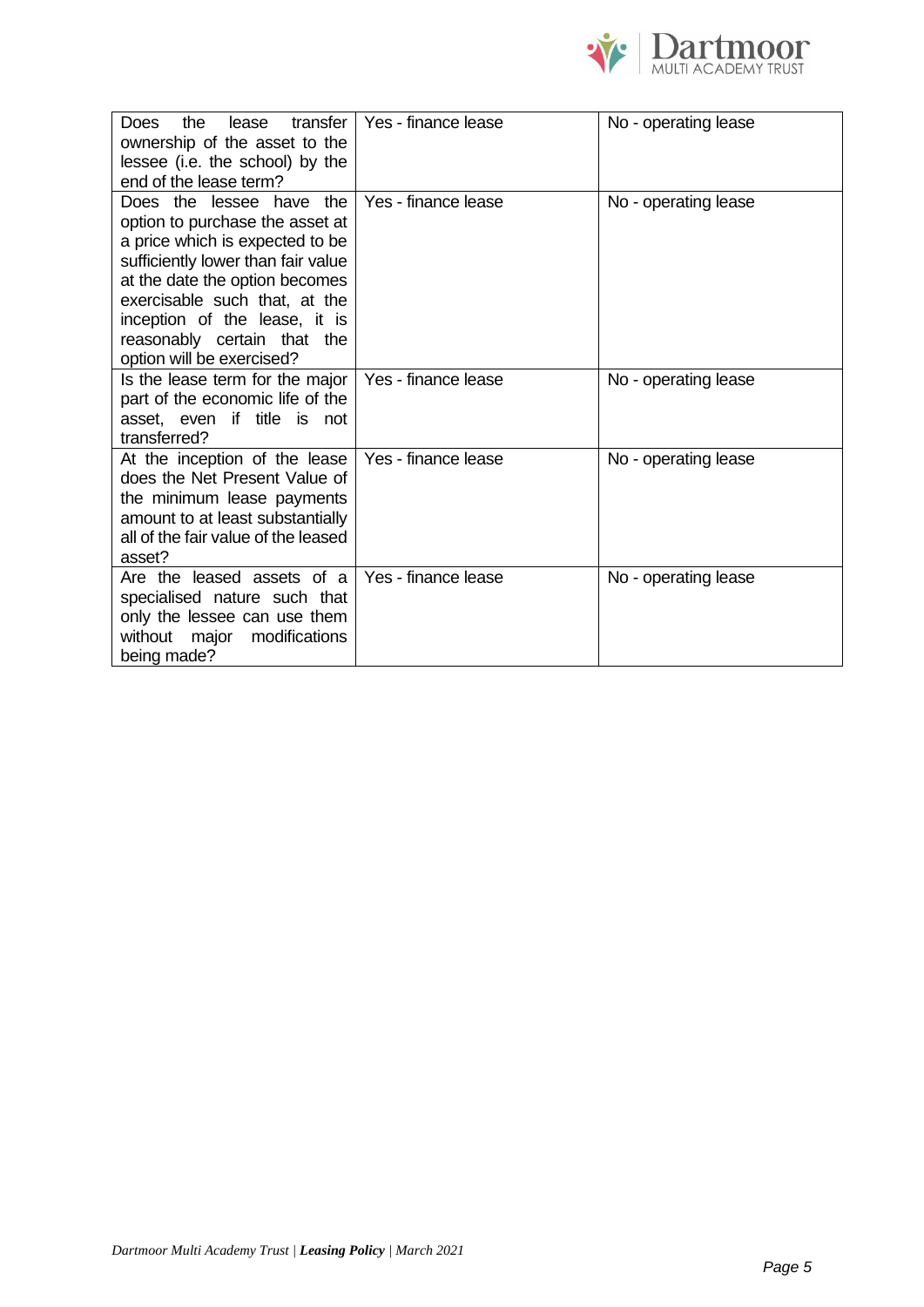| | | |
|---|---|---|
| Does the lease transfer ownership of the asset to the lessee (i.e. the school) by the end of the lease term? | Yes - finance lease | No - operating lease |
| Does the lessee have the option to purchase the asset at a price which is expected to be sufficiently lower than fair value at the date the option becomes exercisable such that, at the inception of the lease, it is reasonably certain that the option will be exercised? | Yes - finance lease | No - operating lease |
| Is the lease term for the major part of the economic life of the asset, even if title is not transferred? | Yes - finance lease | No - operating lease |
| At the inception of the lease does the Net Present Value of the minimum lease payments amount to at least substantially all of the fair value of the leased asset? | Yes - finance lease | No - operating lease |
| Are the leased assets of a specialised nature such that only the lessee can use them without major modifications being made? | Yes - finance lease | No - operating lease |